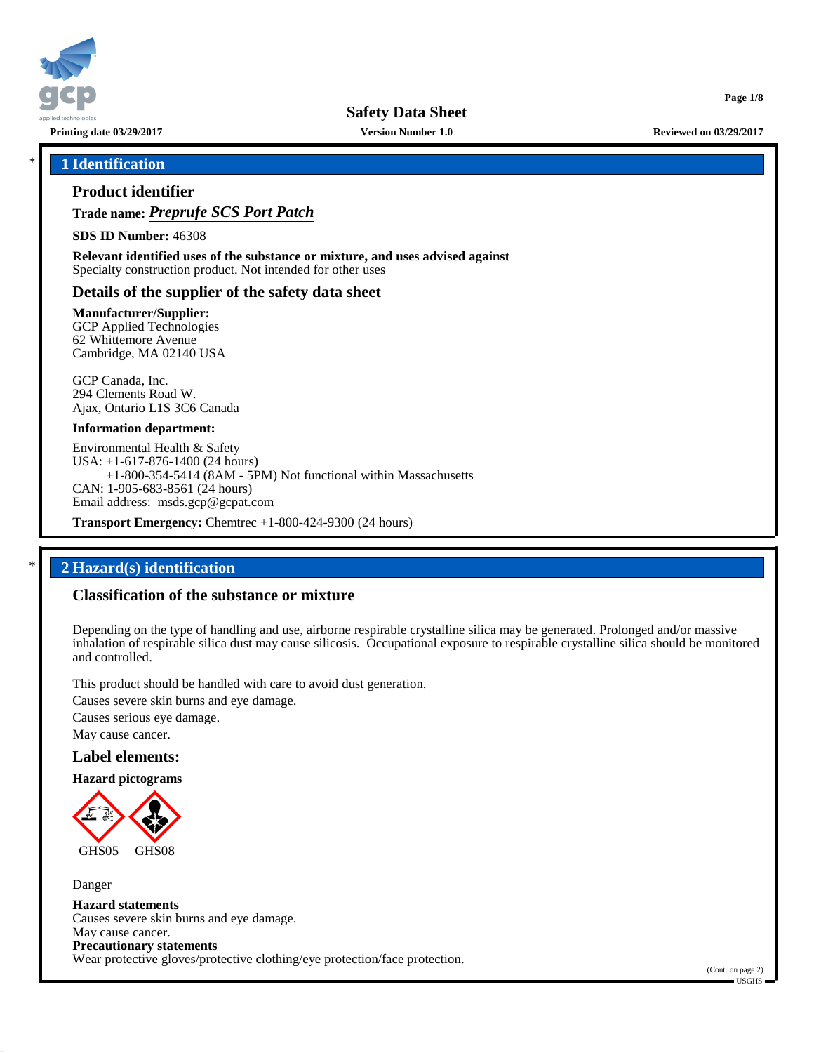# Safety Data Sheet

Printing date 03/29/2017 — Version Number 1.0 — Reviewed on 03/29/2017

## * 1 Identification

### Product identifier

**Trade name:** ***Preprufe SCS Port Patch***

**SDS ID Number:** 46308

**Relevant identified uses of the substance or mixture, and uses advised against**
Specialty construction product. Not intended for other uses

### Details of the supplier of the safety data sheet

**Manufacturer/Supplier:**
GCP Applied Technologies
62 Whittemore Avenue
Cambridge, MA 02140 USA

GCP Canada, Inc.
294 Clements Road W.
Ajax, Ontario L1S 3C6 Canada

**Information department:**

Environmental Health & Safety
USA: +1-617-876-1400 (24 hours)
+1-800-354-5414 (8AM - 5PM) Not functional within Massachusetts
CAN: 1-905-683-8561 (24 hours)
Email address: msds.gcp@gcpat.com

**Transport Emergency:** Chemtrec +1-800-424-9300 (24 hours)

## * 2 Hazard(s) identification

### Classification of the substance or mixture

Depending on the type of handling and use, airborne respirable crystalline silica may be generated. Prolonged and/or massive inhalation of respirable silica dust may cause silicosis. Occupational exposure to respirable crystalline silica should be monitored and controlled.

This product should be handled with care to avoid dust generation.

Causes severe skin burns and eye damage.

Causes serious eye damage.

May cause cancer.

### Label elements:

**Hazard pictograms**

GHS05 GHS08

Danger

**Hazard statements**
Causes severe skin burns and eye damage.
May cause cancer.
**Precautionary statements**
Wear protective gloves/protective clothing/eye protection/face protection.

(Cont. on page 2)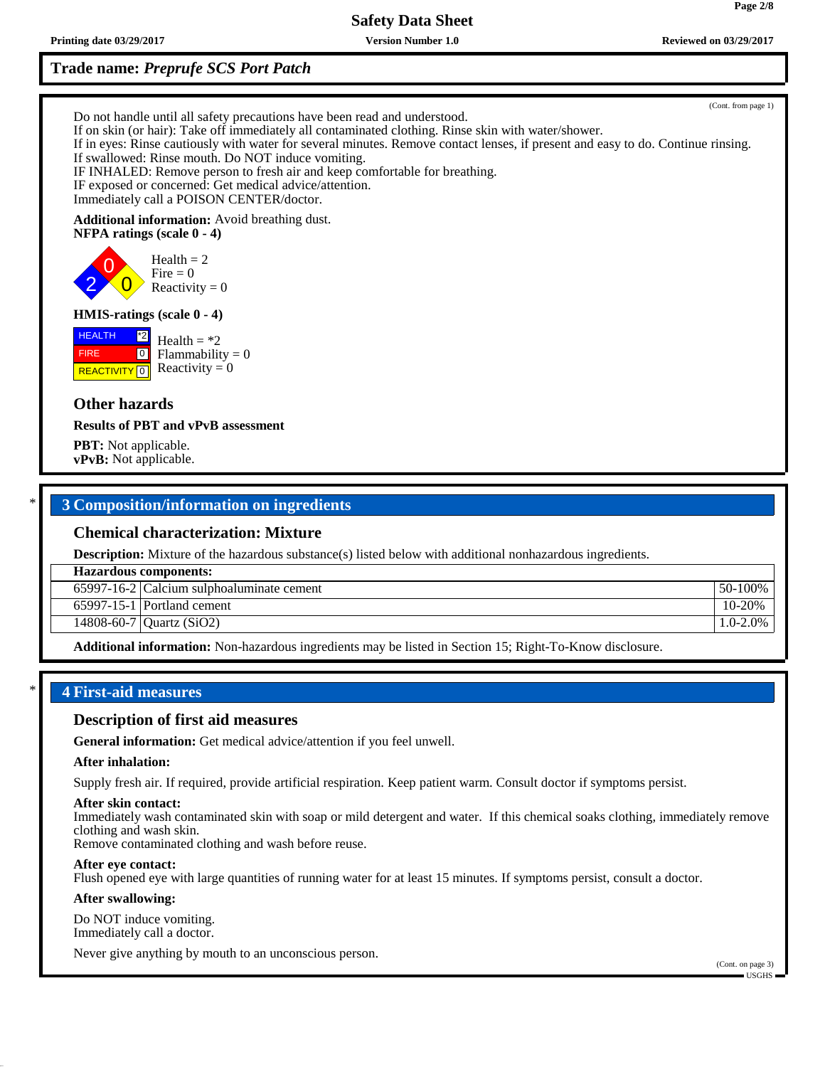## Trade name: *Preprufe SCS Port Patch*

(Cont. from page 1)

Do not handle until all safety precautions have been read and understood.
If on skin (or hair): Take off immediately all contaminated clothing. Rinse skin with water/shower.
If in eyes: Rinse cautiously with water for several minutes. Remove contact lenses, if present and easy to do. Continue rinsing.
If swallowed: Rinse mouth. Do NOT induce vomiting.
IF INHALED: Remove person to fresh air and keep comfortable for breathing.
IF exposed or concerned: Get medical advice/attention.
Immediately call a POISON CENTER/doctor.

**Additional information:** Avoid breathing dust.

**NFPA ratings (scale 0 - 4)**

Health = 2
Fire = 0
Reactivity = 0

**HMIS-ratings (scale 0 - 4)**

HEALTH *2
FIRE 0
REACTIVITY 0

Health = *2
Flammability = 0
Reactivity = 0

### Other hazards

**Results of PBT and vPvB assessment**

**PBT:** Not applicable.
**vPvB:** Not applicable.

## 3 Composition/information on ingredients

### Chemical characterization: Mixture

**Description:** Mixture of the hazardous substance(s) listed below with additional nonhazardous ingredients.

| Hazardous components: | | |
|---|---|---|
| 65997-16-2 | Calcium sulphoaluminate cement | 50-100% |
| 65997-15-1 | Portland cement | 10-20% |
| 14808-60-7 | Quartz ($SiO_2$) | 1.0-2.0% |

**Additional information:** Non-hazardous ingredients may be listed in Section 15; Right-To-Know disclosure.

## 4 First-aid measures

### Description of first aid measures

**General information:** Get medical advice/attention if you feel unwell.

**After inhalation:**

Supply fresh air. If required, provide artificial respiration. Keep patient warm. Consult doctor if symptoms persist.

**After skin contact:**
Immediately wash contaminated skin with soap or mild detergent and water. If this chemical soaks clothing, immediately remove clothing and wash skin.
Remove contaminated clothing and wash before reuse.

**After eye contact:**
Flush opened eye with large quantities of running water for at least 15 minutes. If symptoms persist, consult a doctor.

**After swallowing:**

Do NOT induce vomiting.
Immediately call a doctor.

Never give anything by mouth to an unconscious person.

(Cont. on page 3)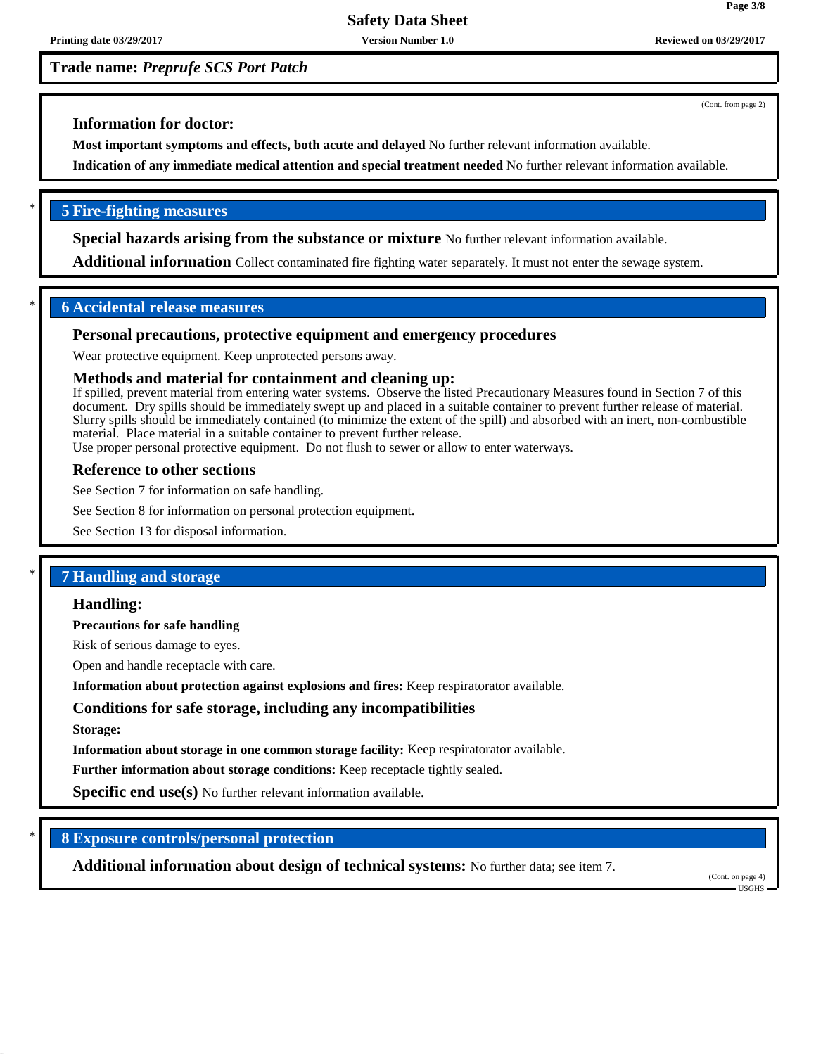(Cont. from page 2)

**Information for doctor:**

**Most important symptoms and effects, both acute and delayed** No further relevant information available.

**Indication of any immediate medical attention and special treatment needed** No further relevant information available.

\* 

## 5 Fire-fighting measures

**Special hazards arising from the substance or mixture** No further relevant information available.

**Additional information** Collect contaminated fire fighting water separately. It must not enter the sewage system.

\*

## 6 Accidental release measures

### Personal precautions, protective equipment and emergency procedures

Wear protective equipment. Keep unprotected persons away.

### Methods and material for containment and cleaning up:

If spilled, prevent material from entering water systems. Observe the listed Precautionary Measures found in Section 7 of this document. Dry spills should be immediately swept up and placed in a suitable container to prevent further release of material. Slurry spills should be immediately contained (to minimize the extent of the spill) and absorbed with an inert, non-combustible material. Place material in a suitable container to prevent further release.
Use proper personal protective equipment. Do not flush to sewer or allow to enter waterways.

### Reference to other sections

See Section 7 for information on safe handling.

See Section 8 for information on personal protection equipment.

See Section 13 for disposal information.

\*

## 7 Handling and storage

### Handling:

**Precautions for safe handling**

Risk of serious damage to eyes.

Open and handle receptacle with care.

**Information about protection against explosions and fires:** Keep respiratorator available.

### Conditions for safe storage, including any incompatibilities

**Storage:**

**Information about storage in one common storage facility:** Keep respiratorator available.

**Further information about storage conditions:** Keep receptacle tightly sealed.

**Specific end use(s)** No further relevant information available.

\*

## 8 Exposure controls/personal protection

**Additional information about design of technical systems:** No further data; see item 7.

(Cont. on page 4)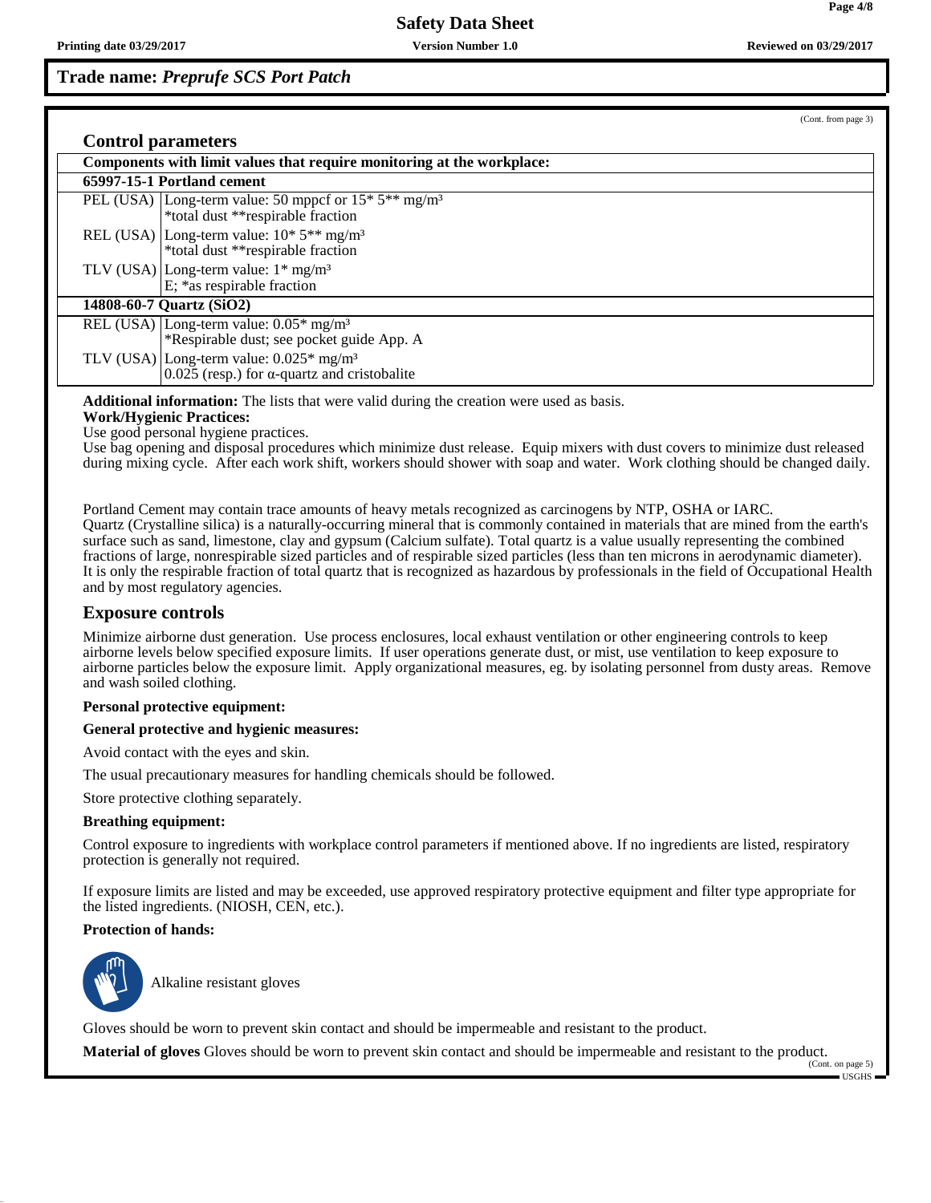**Trade name: *Preprufe SCS Port Patch***

(Cont. from page 3)

## Control parameters

| Components with limit values that require monitoring at the workplace: | |
|---|---|
| **65997-15-1 Portland cement** | |
| PEL (USA) | Long-term value: 50 mppcf or 15* 5** mg/m³<br>*total dust **respirable fraction |
| REL (USA) | Long-term value: 10* 5** mg/m³<br>*total dust **respirable fraction |
| TLV (USA) | Long-term value: 1* mg/m³<br>E; *as respirable fraction |
| **14808-60-7 Quartz (SiO2)** | |
| REL (USA) | Long-term value: 0.05* mg/m³<br>*Respirable dust; see pocket guide App. A |
| TLV (USA) | Long-term value: 0.025* mg/m³<br>0.025 (resp.) for α-quartz and cristobalite |

**Additional information:** The lists that were valid during the creation were used as basis.

**Work/Hygienic Practices:**

Use good personal hygiene practices.

Use bag opening and disposal procedures which minimize dust release. Equip mixers with dust covers to minimize dust released during mixing cycle. After each work shift, workers should shower with soap and water. Work clothing should be changed daily.

Portland Cement may contain trace amounts of heavy metals recognized as carcinogens by NTP, OSHA or IARC.
Quartz (Crystalline silica) is a naturally-occurring mineral that is commonly contained in materials that are mined from the earth's surface such as sand, limestone, clay and gypsum (Calcium sulfate). Total quartz is a value usually representing the combined fractions of large, nonrespirable sized particles and of respirable sized particles (less than ten microns in aerodynamic diameter). It is only the respirable fraction of total quartz that is recognized as hazardous by professionals in the field of Occupational Health and by most regulatory agencies.

## Exposure controls

Minimize airborne dust generation. Use process enclosures, local exhaust ventilation or other engineering controls to keep airborne levels below specified exposure limits. If user operations generate dust, or mist, use ventilation to keep exposure to airborne particles below the exposure limit. Apply organizational measures, eg. by isolating personnel from dusty areas. Remove and wash soiled clothing.

**Personal protective equipment:**

**General protective and hygienic measures:**

Avoid contact with the eyes and skin.

The usual precautionary measures for handling chemicals should be followed.

Store protective clothing separately.

**Breathing equipment:**

Control exposure to ingredients with workplace control parameters if mentioned above. If no ingredients are listed, respiratory protection is generally not required.

If exposure limits are listed and may be exceeded, use approved respiratory protective equipment and filter type appropriate for the listed ingredients. (NIOSH, CEN, etc.).

**Protection of hands:**

Alkaline resistant gloves

Gloves should be worn to prevent skin contact and should be impermeable and resistant to the product.

**Material of gloves** Gloves should be worn to prevent skin contact and should be impermeable and resistant to the product.

(Cont. on page 5)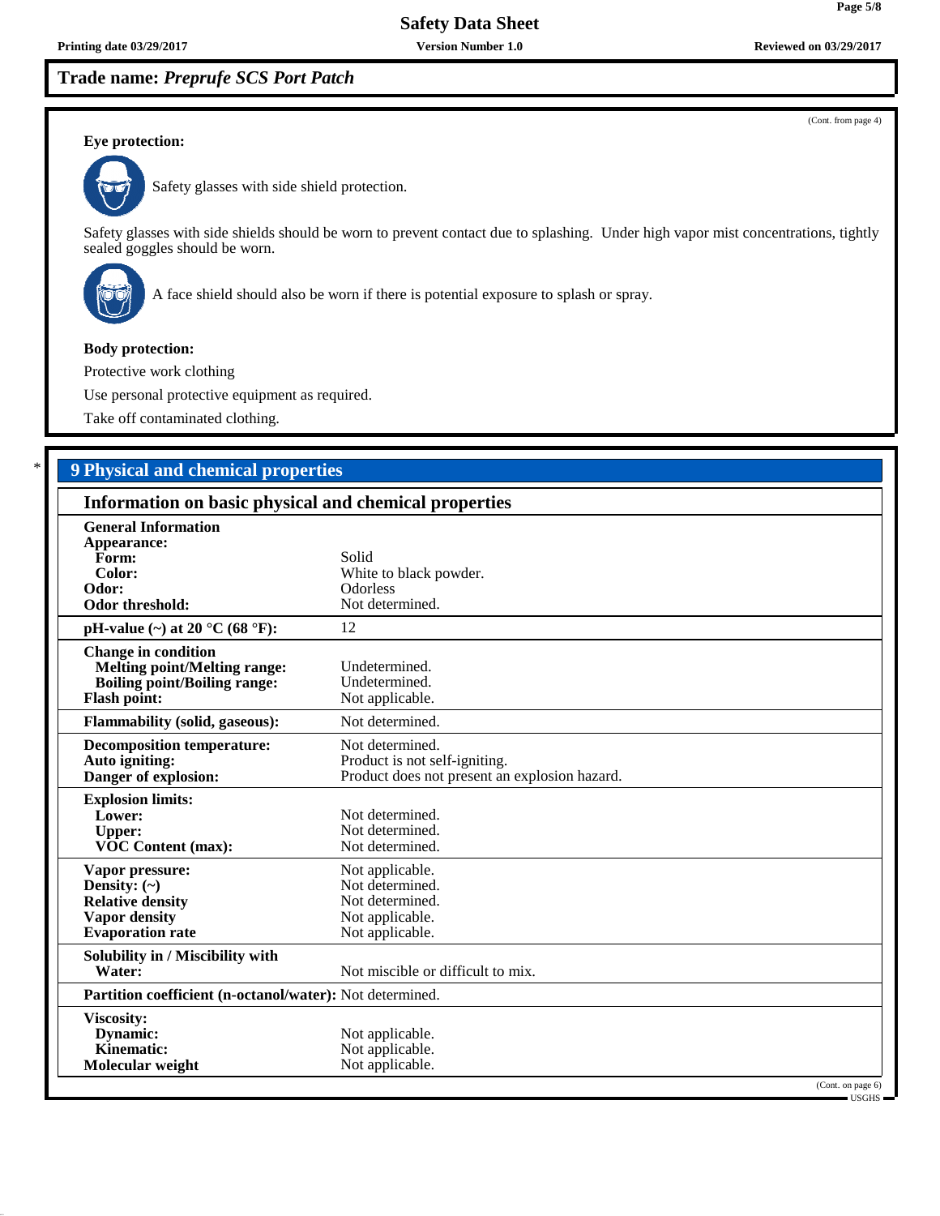**Trade name: *Preprufe SCS Port Patch***

(Cont. from page 4)

**Eye protection:**

Safety glasses with side shield protection.

Safety glasses with side shields should be worn to prevent contact due to splashing. Under high vapor mist concentrations, tightly sealed goggles should be worn.

A face shield should also be worn if there is potential exposure to splash or spray.

**Body protection:**

Protective work clothing

Use personal protective equipment as required.

Take off contaminated clothing.

## * 9 Physical and chemical properties

### Information on basic physical and chemical properties

| | |
|---|---|
| **General Information** | |
| **Appearance:** | |
| **Form:** | Solid |
| **Color:** | White to black powder. |
| **Odor:** | Odorless |
| **Odor threshold:** | Not determined. |
| **pH-value (~) at 20 °C (68 °F):** | 12 |
| **Change in condition** | |
| **Melting point/Melting range:** | Undetermined. |
| **Boiling point/Boiling range:** | Undetermined. |
| **Flash point:** | Not applicable. |
| **Flammability (solid, gaseous):** | Not determined. |
| **Decomposition temperature:** | Not determined. |
| **Auto igniting:** | Product is not self-igniting. |
| **Danger of explosion:** | Product does not present an explosion hazard. |
| **Explosion limits:** | |
| **Lower:** | Not determined. |
| **Upper:** | Not determined. |
| **VOC Content (max):** | Not determined. |
| **Vapor pressure:** | Not applicable. |
| **Density: (~)** | Not determined. |
| **Relative density** | Not determined. |
| **Vapor density** | Not applicable. |
| **Evaporation rate** | Not applicable. |
| **Solubility in / Miscibility with** | |
| **Water:** | Not miscible or difficult to mix. |
| **Partition coefficient (n-octanol/water):** | Not determined. |
| **Viscosity:** | |
| **Dynamic:** | Not applicable. |
| **Kinematic:** | Not applicable. |
| **Molecular weight** | Not applicable. |

(Cont. on page 6)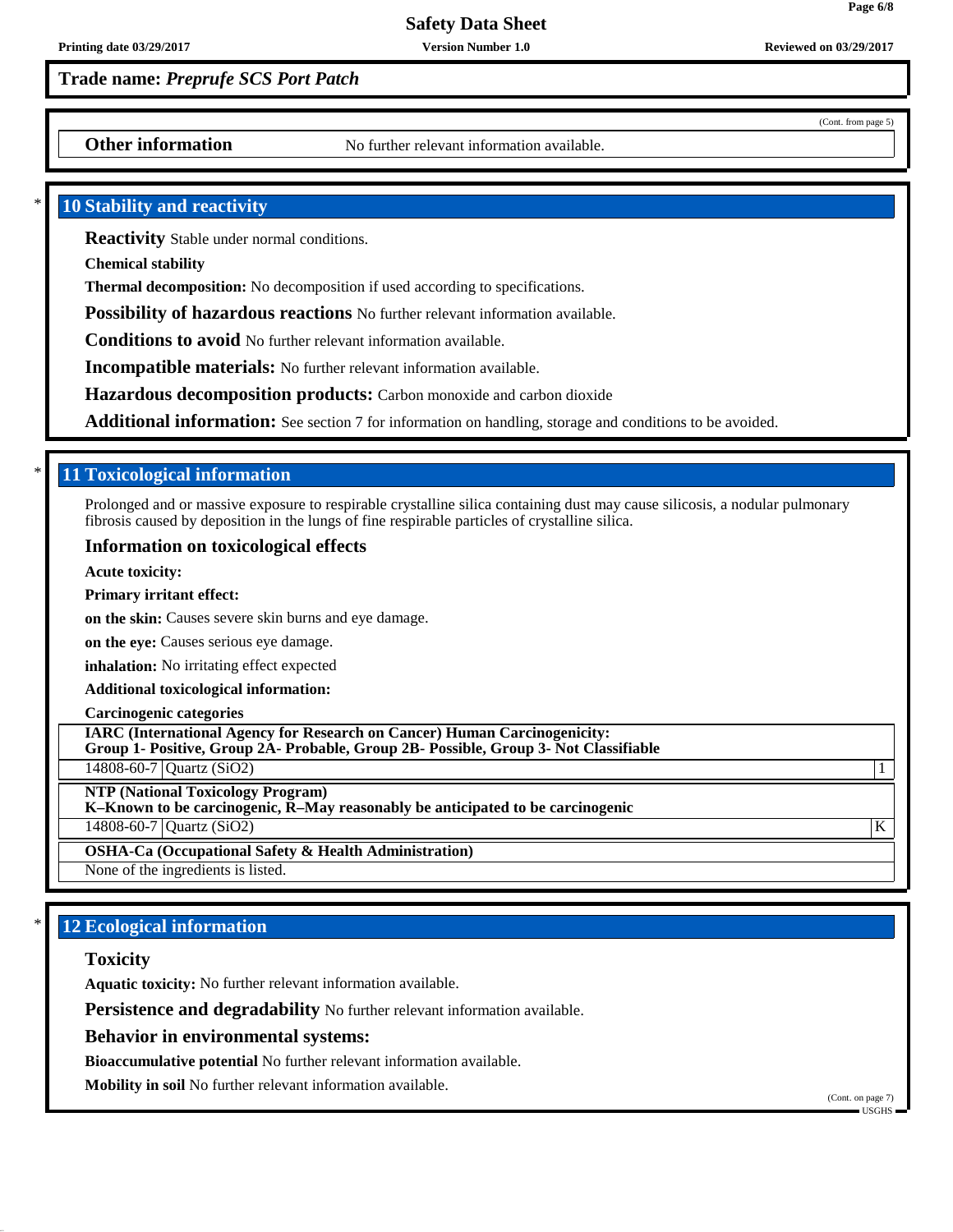**Trade name: *Preprufe SCS Port Patch***

(Cont. from page 5)

**Other information** No further relevant information available.

## 10 Stability and reactivity

**Reactivity** Stable under normal conditions.

**Chemical stability**

**Thermal decomposition:** No decomposition if used according to specifications.

**Possibility of hazardous reactions** No further relevant information available.

**Conditions to avoid** No further relevant information available.

**Incompatible materials:** No further relevant information available.

**Hazardous decomposition products:** Carbon monoxide and carbon dioxide

**Additional information:** See section 7 for information on handling, storage and conditions to be avoided.

## 11 Toxicological information

Prolonged and or massive exposure to respirable crystalline silica containing dust may cause silicosis, a nodular pulmonary fibrosis caused by deposition in the lungs of fine respirable particles of crystalline silica.

### Information on toxicological effects

**Acute toxicity:**

**Primary irritant effect:**

**on the skin:** Causes severe skin burns and eye damage.

**on the eye:** Causes serious eye damage.

**inhalation:** No irritating effect expected

**Additional toxicological information:**

**Carcinogenic categories**

**IARC (International Agency for Research on Cancer) Human Carcinogenicity:**
**Group 1- Positive, Group 2A- Probable, Group 2B- Possible, Group 3- Not Classifiable**

| | | |
|---|---|---|
| 14808-60-7 | Quartz ($SiO_2$) | 1 |

**NTP (National Toxicology Program)**
**K–Known to be carcinogenic, R–May reasonably be anticipated to be carcinogenic**

| | | |
|---|---|---|
| 14808-60-7 | Quartz ($SiO_2$) | K |

**OSHA-Ca (Occupational Safety & Health Administration)**

None of the ingredients is listed.

## 12 Ecological information

### Toxicity

**Aquatic toxicity:** No further relevant information available.

**Persistence and degradability** No further relevant information available.

**Behavior in environmental systems:**

**Bioaccumulative potential** No further relevant information available.

**Mobility in soil** No further relevant information available.

(Cont. on page 7)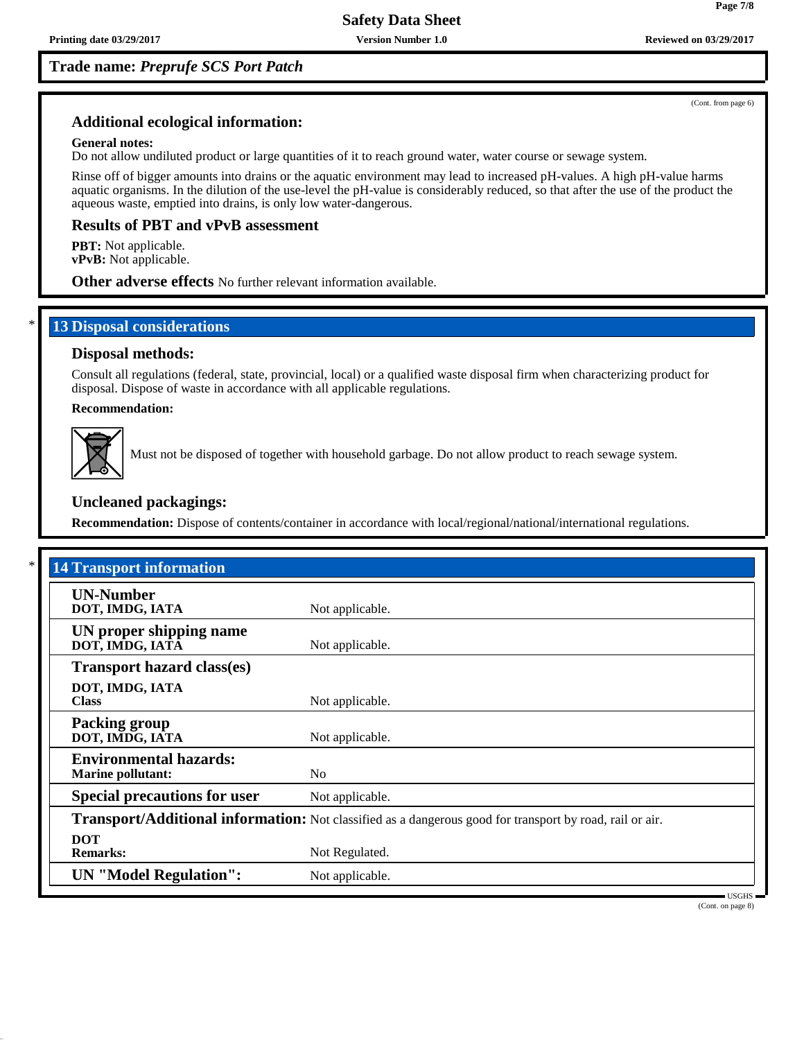**Trade name:** ***Preprufe SCS Port Patch***

(Cont. from page 6)

### Additional ecological information:

**General notes:**
Do not allow undiluted product or large quantities of it to reach ground water, water course or sewage system.

Rinse off of bigger amounts into drains or the aquatic environment may lead to increased pH-values. A high pH-value harms aquatic organisms. In the dilution of the use-level the pH-value is considerably reduced, so that after the use of the product the aqueous waste, emptied into drains, is only low water-dangerous.

### Results of PBT and vPvB assessment

**PBT:** Not applicable.
**vPvB:** Not applicable.

**Other adverse effects** No further relevant information available.

## * 13 Disposal considerations

### Disposal methods:

Consult all regulations (federal, state, provincial, local) or a qualified waste disposal firm when characterizing product for disposal. Dispose of waste in accordance with all applicable regulations.

**Recommendation:**

Must not be disposed of together with household garbage. Do not allow product to reach sewage system.

### Uncleaned packagings:

**Recommendation:** Dispose of contents/container in accordance with local/regional/national/international regulations.

## * 14 Transport information

| | |
|---|---|
| **UN-Number**<br>**DOT, IMDG, IATA** | Not applicable. |
| **UN proper shipping name**<br>**DOT, IMDG, IATA** | Not applicable. |
| **Transport hazard class(es)**<br>**DOT, IMDG, IATA**<br>**Class** | Not applicable. |
| **Packing group**<br>**DOT, IMDG, IATA** | Not applicable. |
| **Environmental hazards:**<br>**Marine pollutant:** | No |
| **Special precautions for user** | Not applicable. |
| **Transport/Additional information:** | Not classified as a dangerous good for transport by road, rail or air. |
| **DOT**<br>**Remarks:** | Not Regulated. |
| **UN "Model Regulation":** | Not applicable. |

USGHS

(Cont. on page 8)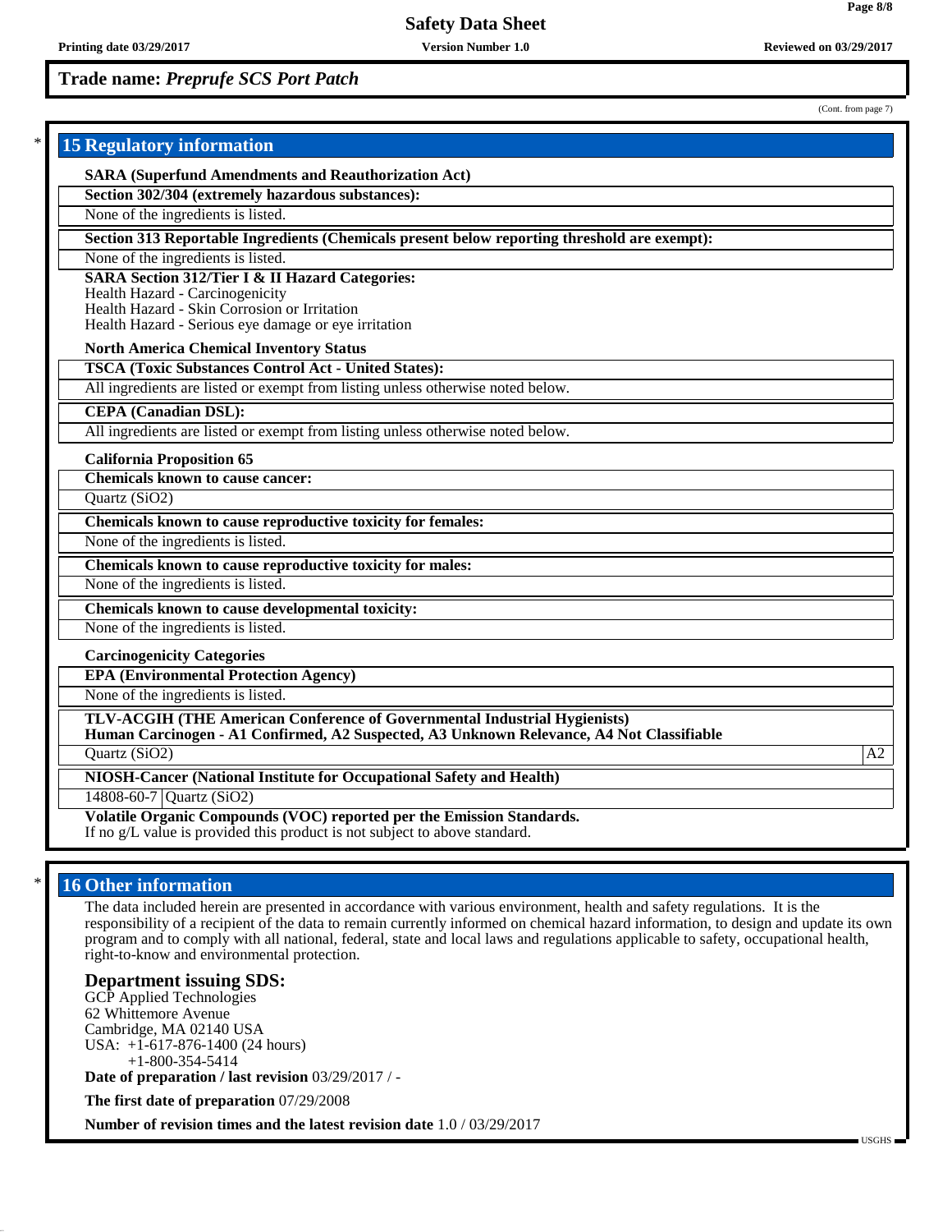**Trade name:** ***Preprufe SCS Port Patch***

(Cont. from page 7)

## 15 Regulatory information

**SARA (Superfund Amendments and Reauthorization Act)**

**Section 302/304 (extremely hazardous substances):**

None of the ingredients is listed.

**Section 313 Reportable Ingredients (Chemicals present below reporting threshold are exempt):**

None of the ingredients is listed.

**SARA Section 312/Tier I & II Hazard Categories:**
Health Hazard - Carcinogenicity
Health Hazard - Skin Corrosion or Irritation
Health Hazard - Serious eye damage or eye irritation

**North America Chemical Inventory Status**

**TSCA (Toxic Substances Control Act - United States):**

All ingredients are listed or exempt from listing unless otherwise noted below.

**CEPA (Canadian DSL):**

All ingredients are listed or exempt from listing unless otherwise noted below.

**California Proposition 65**

**Chemicals known to cause cancer:**

Quartz ($SiO_2$)

**Chemicals known to cause reproductive toxicity for females:**

None of the ingredients is listed.

**Chemicals known to cause reproductive toxicity for males:**

None of the ingredients is listed.

**Chemicals known to cause developmental toxicity:**

None of the ingredients is listed.

**Carcinogenicity Categories**

**EPA (Environmental Protection Agency)**

None of the ingredients is listed.

**TLV-ACGIH (THE American Conference of Governmental Industrial Hygienists)**
**Human Carcinogen - A1 Confirmed, A2 Suspected, A3 Unknown Relevance, A4 Not Classifiable**

| | |
|---|---|
| Quartz ($SiO_2$) | A2 |

**NIOSH-Cancer (National Institute for Occupational Safety and Health)**

| | |
|---|---|
| 14808-60-7 | Quartz ($SiO_2$) |

**Volatile Organic Compounds (VOC) reported per the Emission Standards.**
If no g/L value is provided this product is not subject to above standard.

## 16 Other information

The data included herein are presented in accordance with various environment, health and safety regulations. It is the responsibility of a recipient of the data to remain currently informed on chemical hazard information, to design and update its own program and to comply with all national, federal, state and local laws and regulations applicable to safety, occupational health, right-to-know and environmental protection.

### Department issuing SDS:

GCP Applied Technologies
62 Whittemore Avenue
Cambridge, MA 02140 USA
USA: +1-617-876-1400 (24 hours)
+1-800-354-5414

**Date of preparation / last revision** 03/29/2017 / -

**The first date of preparation** 07/29/2008

**Number of revision times and the latest revision date** 1.0 / 03/29/2017